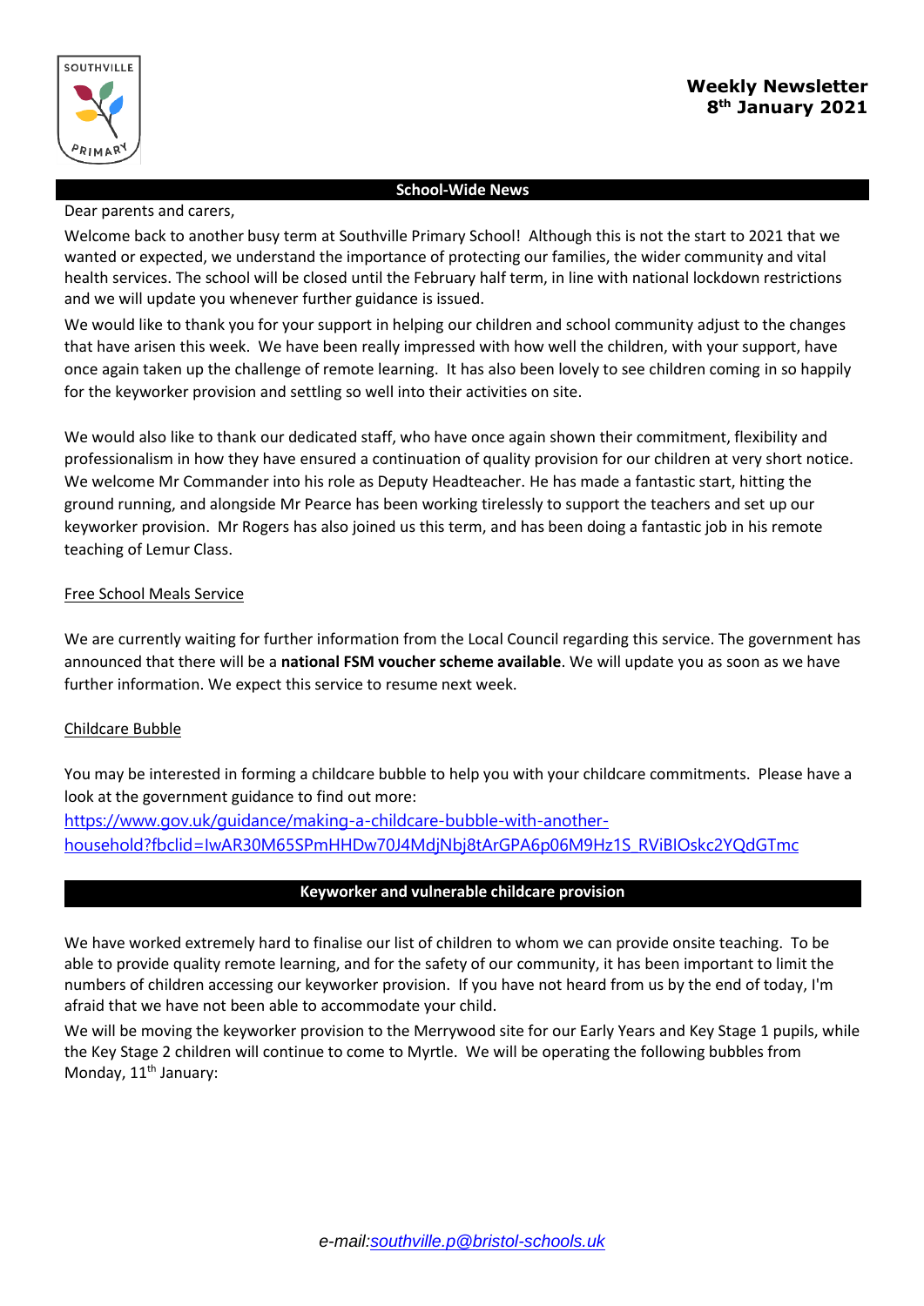SOUTHVILLE PRIMARY

**Weekly Newsletter**
**8th January 2021**

## School-Wide News

Dear parents and carers,

Welcome back to another busy term at Southville Primary School! Although this is not the start to 2021 that we wanted or expected, we understand the importance of protecting our families, the wider community and vital health services. The school will be closed until the February half term, in line with national lockdown restrictions and we will update you whenever further guidance is issued.

We would like to thank you for your support in helping our children and school community adjust to the changes that have arisen this week. We have been really impressed with how well the children, with your support, have once again taken up the challenge of remote learning. It has also been lovely to see children coming in so happily for the keyworker provision and settling so well into their activities on site.

We would also like to thank our dedicated staff, who have once again shown their commitment, flexibility and professionalism in how they have ensured a continuation of quality provision for our children at very short notice. We welcome Mr Commander into his role as Deputy Headteacher. He has made a fantastic start, hitting the ground running, and alongside Mr Pearce has been working tirelessly to support the teachers and set up our keyworker provision. Mr Rogers has also joined us this term, and has been doing a fantastic job in his remote teaching of Lemur Class.

### Free School Meals Service

We are currently waiting for further information from the Local Council regarding this service. The government has announced that there will be a **national FSM voucher scheme available**. We will update you as soon as we have further information. We expect this service to resume next week.

### Childcare Bubble

You may be interested in forming a childcare bubble to help you with your childcare commitments. Please have a look at the government guidance to find out more:
https://www.gov.uk/guidance/making-a-childcare-bubble-with-another-household?fbclid=IwAR30M65SPmHHDw70J4MdjNbj8tArGPA6p06M9Hz1S_RViBIOskc2YQdGTmc

## Keyworker and vulnerable childcare provision

We have worked extremely hard to finalise our list of children to whom we can provide onsite teaching. To be able to provide quality remote learning, and for the safety of our community, it has been important to limit the numbers of children accessing our keyworker provision. If you have not heard from us by the end of today, I'm afraid that we have not been able to accommodate your child.

We will be moving the keyworker provision to the Merrywood site for our Early Years and Key Stage 1 pupils, while the Key Stage 2 children will continue to come to Myrtle. We will be operating the following bubbles from Monday, 11th January:

*e-mail:southville.p@bristol-schools.uk*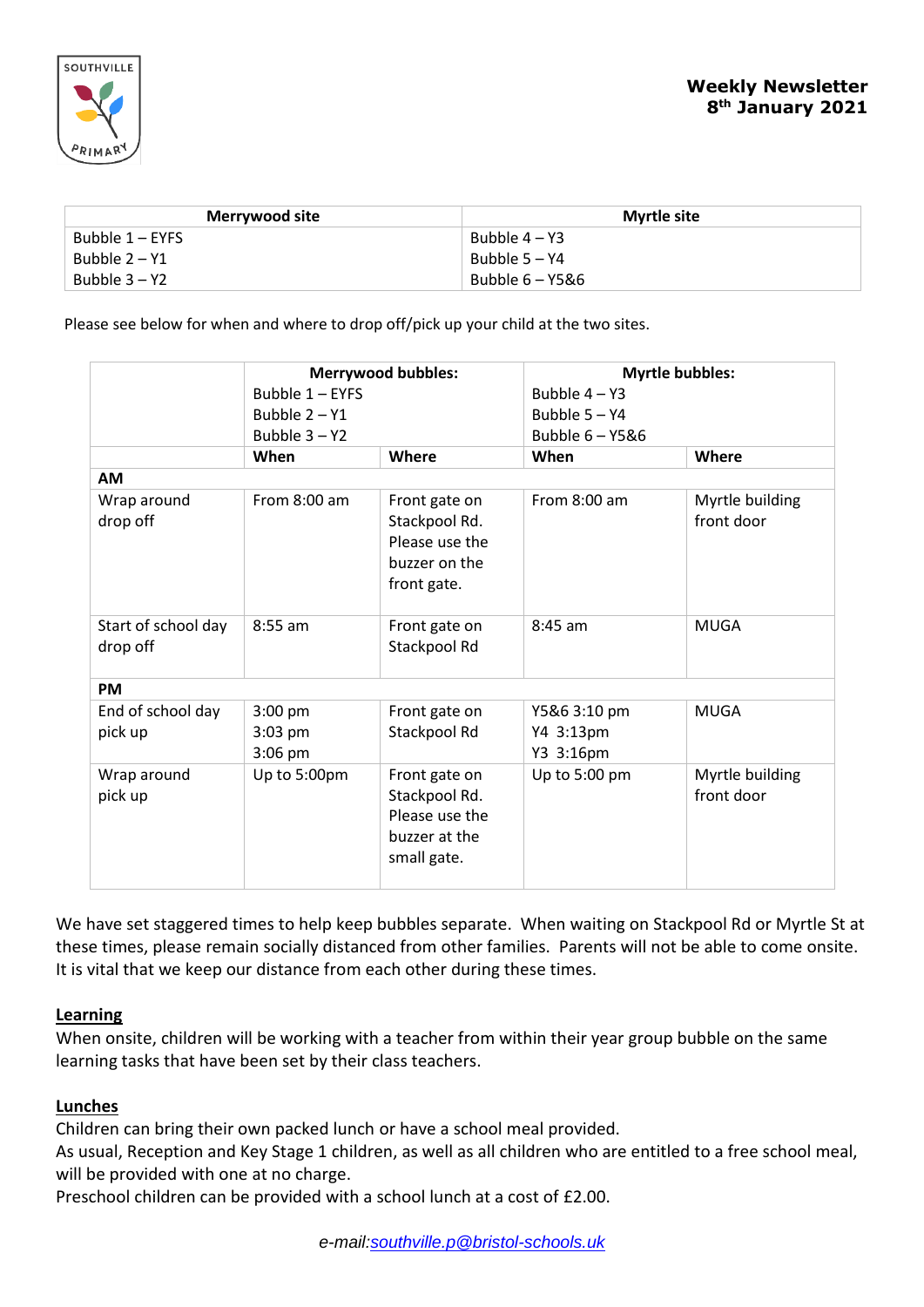**Weekly Newsletter**
**8th January 2021**

| Merrywood site | Myrtle site |
|---|---|
| Bubble 1 – EYFS<br>Bubble 2 – Y1<br>Bubble 3 – Y2 | Bubble 4 – Y3<br>Bubble 5 – Y4<br>Bubble 6 – Y5&6 |

Please see below for when and where to drop off/pick up your child at the two sites.

| | Merrywood bubbles:<br>Bubble 1 – EYFS<br>Bubble 2 – Y1<br>Bubble 3 – Y2 | | Myrtle bubbles:<br>Bubble 4 – Y3<br>Bubble 5 – Y4<br>Bubble 6 – Y5&6 | |
|---|---|---|---|---|
| | **When** | **Where** | **When** | **Where** |
| **AM** | | | | |
| Wrap around drop off | From 8:00 am | Front gate on Stackpool Rd. Please use the buzzer on the front gate. | From 8:00 am | Myrtle building front door |
| Start of school day drop off | 8:55 am | Front gate on Stackpool Rd | 8:45 am | MUGA |
| **PM** | | | | |
| End of school day pick up | 3:00 pm<br>3:03 pm<br>3:06 pm | Front gate on Stackpool Rd | Y5&6 3:10 pm<br>Y4 3:13pm<br>Y3 3:16pm | MUGA |
| Wrap around pick up | Up to 5:00pm | Front gate on Stackpool Rd. Please use the buzzer at the small gate. | Up to 5:00 pm | Myrtle building front door |

We have set staggered times to help keep bubbles separate. When waiting on Stackpool Rd or Myrtle St at these times, please remain socially distanced from other families. Parents will not be able to come onsite. It is vital that we keep our distance from each other during these times.

## Learning

When onsite, children will be working with a teacher from within their year group bubble on the same learning tasks that have been set by their class teachers.

## Lunches

Children can bring their own packed lunch or have a school meal provided.
As usual, Reception and Key Stage 1 children, as well as all children who are entitled to a free school meal, will be provided with one at no charge.
Preschool children can be provided with a school lunch at a cost of £2.00.

*e-mail:southville.p@bristol-schools.uk*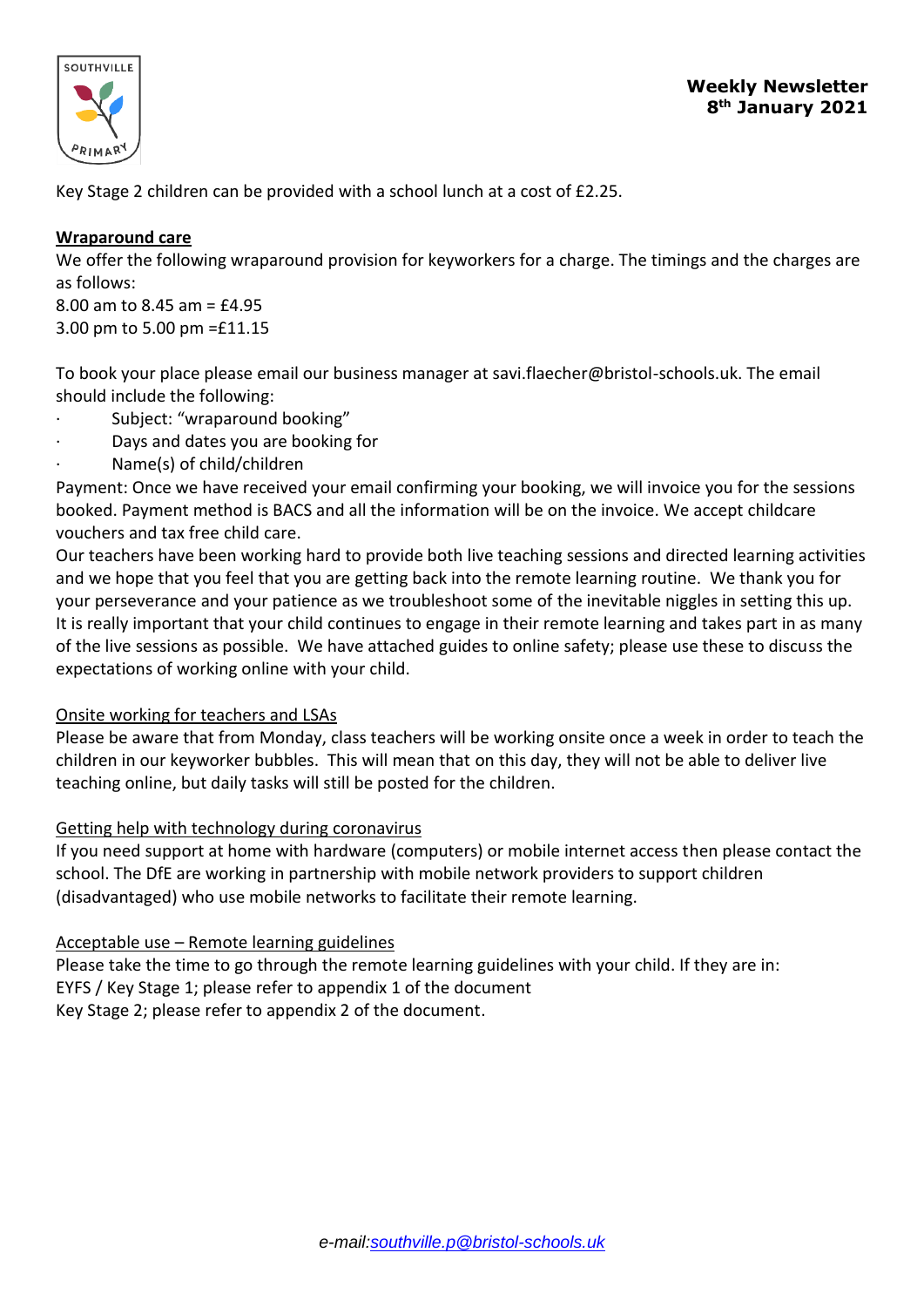Key Stage 2 children can be provided with a school lunch at a cost of £2.25.

**Wraparound care**

We offer the following wraparound provision for keyworkers for a charge. The timings and the charges are as follows:

8.00 am to 8.45 am = £4.95

3.00 pm to 5.00 pm =£11.15

To book your place please email our business manager at savi.flaecher@bristol-schools.uk. The email should include the following:

- Subject: "wraparound booking"
- Days and dates you are booking for
- Name(s) of child/children

Payment: Once we have received your email confirming your booking, we will invoice you for the sessions booked. Payment method is BACS and all the information will be on the invoice. We accept childcare vouchers and tax free child care.

Our teachers have been working hard to provide both live teaching sessions and directed learning activities and we hope that you feel that you are getting back into the remote learning routine. We thank you for your perseverance and your patience as we troubleshoot some of the inevitable niggles in setting this up. It is really important that your child continues to engage in their remote learning and takes part in as many of the live sessions as possible. We have attached guides to online safety; please use these to discuss the expectations of working online with your child.

Onsite working for teachers and LSAs

Please be aware that from Monday, class teachers will be working onsite once a week in order to teach the children in our keyworker bubbles. This will mean that on this day, they will not be able to deliver live teaching online, but daily tasks will still be posted for the children.

Getting help with technology during coronavirus

If you need support at home with hardware (computers) or mobile internet access then please contact the school. The DfE are working in partnership with mobile network providers to support children (disadvantaged) who use mobile networks to facilitate their remote learning.

Acceptable use – Remote learning guidelines

Please take the time to go through the remote learning guidelines with your child. If they are in:

EYFS / Key Stage 1; please refer to appendix 1 of the document

Key Stage 2; please refer to appendix 2 of the document.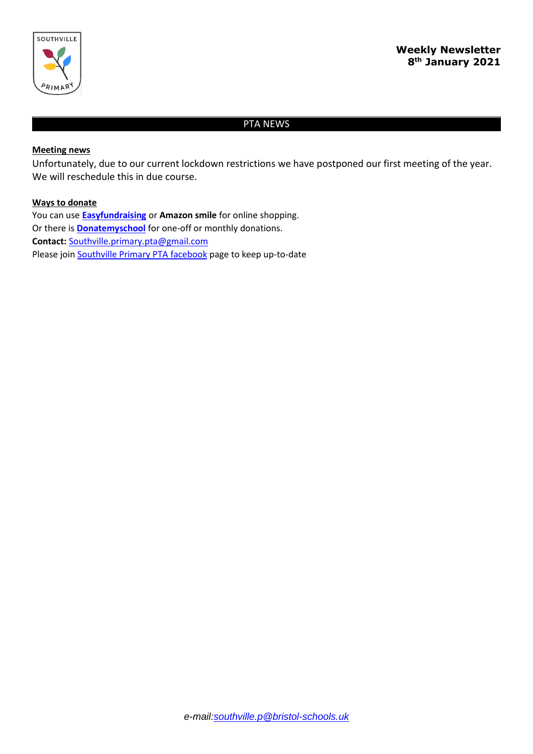**Weekly Newsletter**
**8th January 2021**

## PTA NEWS

**Meeting news**

Unfortunately, due to our current lockdown restrictions we have postponed our first meeting of the year. We will reschedule this in due course.

**Ways to donate**

You can use **Easyfundraising** or **Amazon smile** for online shopping.
Or there is **Donatemyschool** for one-off or monthly donations.
**Contact:** Southville.primary.pta@gmail.com
Please join Southville Primary PTA facebook page to keep up-to-date

*e-mail:southville.p@bristol-schools.uk*